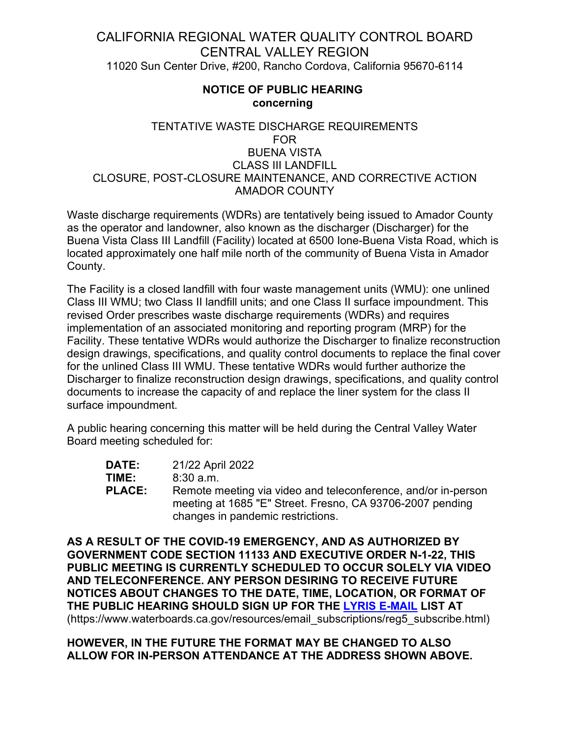# CALIFORNIA REGIONAL WATER QUALITY CONTROL BOARD
# CENTRAL VALLEY REGION

11020 Sun Center Drive, #200, Rancho Cordova, California 95670-6114

**NOTICE OF PUBLIC HEARING**
**concerning**

TENTATIVE WASTE DISCHARGE REQUIREMENTS
FOR
BUENA VISTA
CLASS III LANDFILL
CLOSURE, POST-CLOSURE MAINTENANCE, AND CORRECTIVE ACTION
AMADOR COUNTY

Waste discharge requirements (WDRs) are tentatively being issued to Amador County as the operator and landowner, also known as the discharger (Discharger) for the Buena Vista Class III Landfill (Facility) located at 6500 Ione-Buena Vista Road, which is located approximately one half mile north of the community of Buena Vista in Amador County.

The Facility is a closed landfill with four waste management units (WMU): one unlined Class III WMU; two Class II landfill units; and one Class II surface impoundment. This revised Order prescribes waste discharge requirements (WDRs) and requires implementation of an associated monitoring and reporting program (MRP) for the Facility. These tentative WDRs would authorize the Discharger to finalize reconstruction design drawings, specifications, and quality control documents to replace the final cover for the unlined Class III WMU. These tentative WDRs would further authorize the Discharger to finalize reconstruction design drawings, specifications, and quality control documents to increase the capacity of and replace the liner system for the class II surface impoundment.

A public hearing concerning this matter will be held during the Central Valley Water Board meeting scheduled for:

**DATE:** 21/22 April 2022
**TIME:** 8:30 a.m.
**PLACE:** Remote meeting via video and teleconference, and/or in-person meeting at 1685 "E" Street. Fresno, CA 93706-2007 pending changes in pandemic restrictions.

**AS A RESULT OF THE COVID-19 EMERGENCY, AND AS AUTHORIZED BY GOVERNMENT CODE SECTION 11133 AND EXECUTIVE ORDER N-1-22, THIS PUBLIC MEETING IS CURRENTLY SCHEDULED TO OCCUR SOLELY VIA VIDEO AND TELECONFERENCE. ANY PERSON DESIRING TO RECEIVE FUTURE NOTICES ABOUT CHANGES TO THE DATE, TIME, LOCATION, OR FORMAT OF THE PUBLIC HEARING SHOULD SIGN UP FOR THE [LYRIS E-MAIL](https://www.waterboards.ca.gov/resources/email_subscriptions/reg5_subscribe.html) LIST AT** (https://www.waterboards.ca.gov/resources/email_subscriptions/reg5_subscribe.html)

**HOWEVER, IN THE FUTURE THE FORMAT MAY BE CHANGED TO ALSO ALLOW FOR IN-PERSON ATTENDANCE AT THE ADDRESS SHOWN ABOVE.**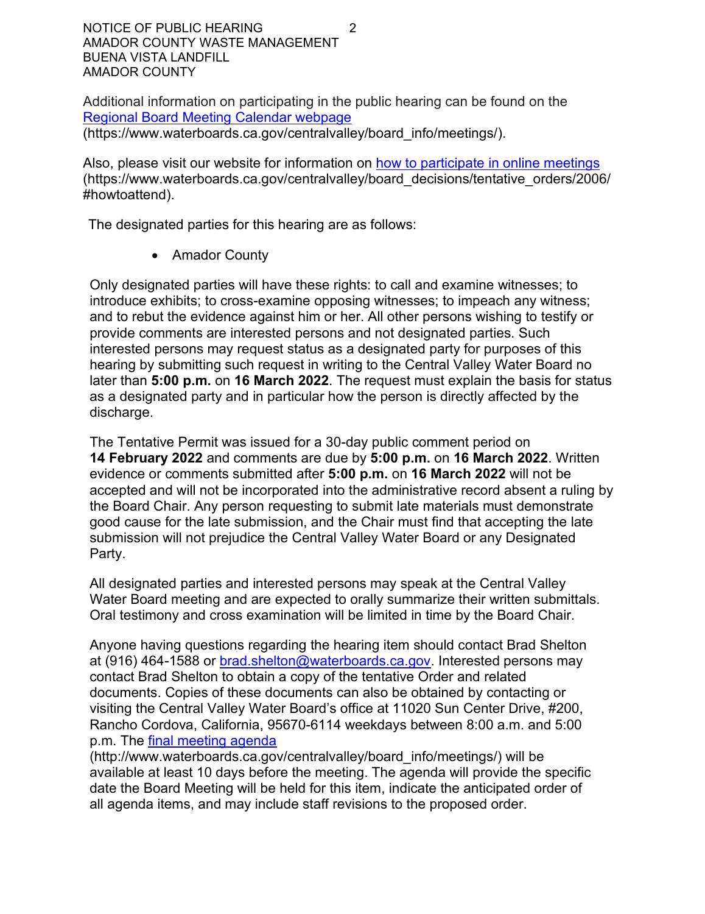Additional information on participating in the public hearing can be found on the [Regional Board Meeting Calendar webpage](https://www.waterboards.ca.gov/centralvalley/board_info/meetings/) (https://www.waterboards.ca.gov/centralvalley/board_info/meetings/).

Also, please visit our website for information on [how to participate in online meetings](https://www.waterboards.ca.gov/centralvalley/board_decisions/tentative_orders/2006/#howtoattend) (https://www.waterboards.ca.gov/centralvalley/board_decisions/tentative_orders/2006/#howtoattend).

The designated parties for this hearing are as follows:

- Amador County

Only designated parties will have these rights: to call and examine witnesses; to introduce exhibits; to cross-examine opposing witnesses; to impeach any witness; and to rebut the evidence against him or her. All other persons wishing to testify or provide comments are interested persons and not designated parties. Such interested persons may request status as a designated party for purposes of this hearing by submitting such request in writing to the Central Valley Water Board no later than **5:00 p.m.** on **16 March 2022**. The request must explain the basis for status as a designated party and in particular how the person is directly affected by the discharge.

The Tentative Permit was issued for a 30-day public comment period on **14 February 2022** and comments are due by **5:00 p.m.** on **16 March 2022**. Written evidence or comments submitted after **5:00 p.m.** on **16 March 2022** will not be accepted and will not be incorporated into the administrative record absent a ruling by the Board Chair. Any person requesting to submit late materials must demonstrate good cause for the late submission, and the Chair must find that accepting the late submission will not prejudice the Central Valley Water Board or any Designated Party.

All designated parties and interested persons may speak at the Central Valley Water Board meeting and are expected to orally summarize their written submittals. Oral testimony and cross examination will be limited in time by the Board Chair.

Anyone having questions regarding the hearing item should contact Brad Shelton at (916) 464-1588 or [brad.shelton@waterboards.ca.gov](mailto:brad.shelton@waterboards.ca.gov). Interested persons may contact Brad Shelton to obtain a copy of the tentative Order and related documents. Copies of these documents can also be obtained by contacting or visiting the Central Valley Water Board's office at 11020 Sun Center Drive, #200, Rancho Cordova, California, 95670-6114 weekdays between 8:00 a.m. and 5:00 p.m. The [final meeting agenda](http://www.waterboards.ca.gov/centralvalley/board_info/meetings/) (http://www.waterboards.ca.gov/centralvalley/board_info/meetings/) will be available at least 10 days before the meeting. The agenda will provide the specific date the Board Meeting will be held for this item, indicate the anticipated order of all agenda items, and may include staff revisions to the proposed order.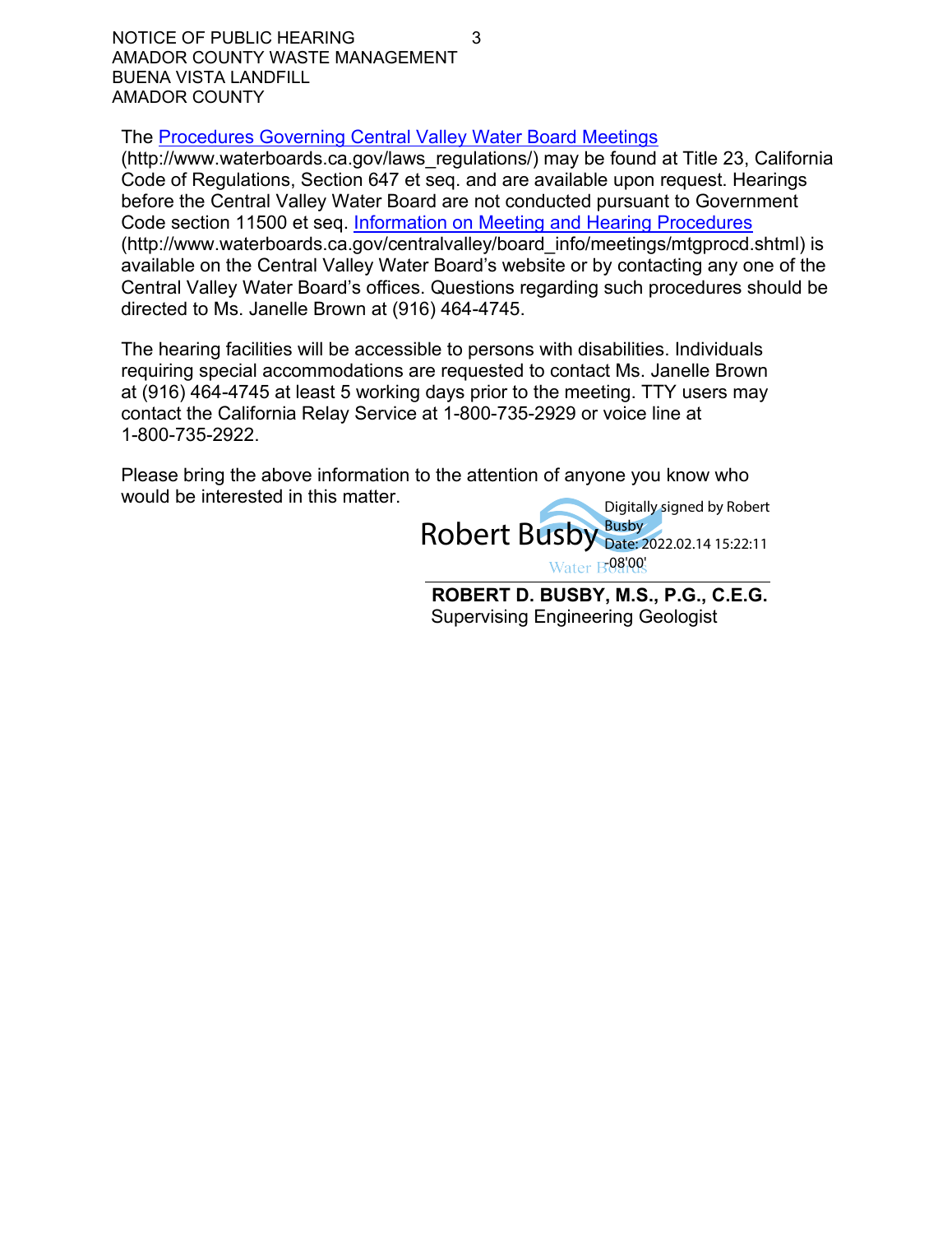The [Procedures Governing Central Valley Water Board Meetings](http://www.waterboards.ca.gov/laws_regulations/) (http://www.waterboards.ca.gov/laws_regulations/) may be found at Title 23, California Code of Regulations, Section 647 et seq. and are available upon request. Hearings before the Central Valley Water Board are not conducted pursuant to Government Code section 11500 et seq. [Information on Meeting and Hearing Procedures](http://www.waterboards.ca.gov/centralvalley/board_info/meetings/mtgprocd.shtml) (http://www.waterboards.ca.gov/centralvalley/board_info/meetings/mtgprocd.shtml) is available on the Central Valley Water Board's website or by contacting any one of the Central Valley Water Board's offices. Questions regarding such procedures should be directed to Ms. Janelle Brown at (916) 464-4745.

The hearing facilities will be accessible to persons with disabilities. Individuals requiring special accommodations are requested to contact Ms. Janelle Brown at (916) 464-4745 at least 5 working days prior to the meeting. TTY users may contact the California Relay Service at 1-800-735-2929 or voice line at 1-800-735-2922.

Please bring the above information to the attention of anyone you know who would be interested in this matter.

Robert Busby
Digitally signed by Robert Busby
Date: 2022.02.14 15:22:11 -08'00'

**ROBERT D. BUSBY, M.S., P.G., C.E.G.**
Supervising Engineering Geologist